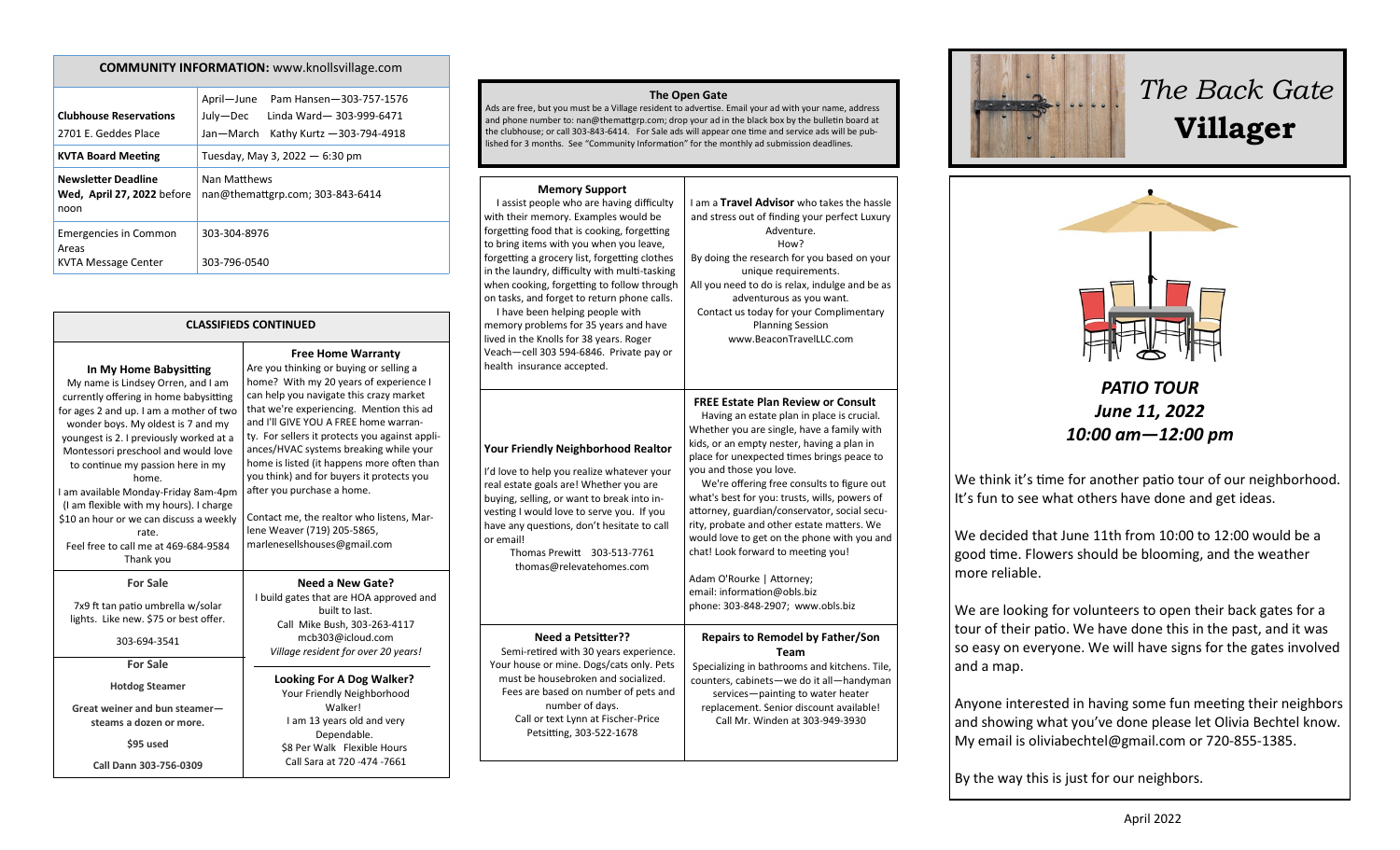## COMMUNITY INFORMATION: www.knollsvillage.com

| | |
|---|---|
| **Clubhouse Reservations**<br>2701 E. Geddes Place | April—June Pam Hansen—303-757-1576<br>July—Dec Linda Ward— 303-999-6471<br>Jan—March Kathy Kurtz —303-794-4918 |
| **KVTA Board Meeting** | Tuesday, May 3, 2022 — 6:30 pm |
| **Newsletter Deadline**<br>**Wed, April 27, 2022** before noon | Nan Matthews<br>nan@themattgrp.com; 303-843-6414 |
| Emergencies in Common Areas<br>KVTA Message Center | 303-304-8976<br>303-796-0540 |

## CLASSIFIEDS CONTINUED

### In My Home Babysitting

My name is Lindsey Orren, and I am currently offering in home babysitting for ages 2 and up. I am a mother of two wonder boys. My oldest is 7 and my youngest is 2. I previously worked at a Montessori preschool and would love to continue my passion here in my home.

I am available Monday-Friday 8am-4pm (I am flexible with my hours). I charge $10 an hour or we can discuss a weekly rate.

Feel free to call me at 469-684-9584

Thank you

### Free Home Warranty

Are you thinking or buying or selling a home? With my 20 years of experience I can help you navigate this crazy market that we're experiencing. Mention this ad and I'll GIVE YOU A FREE home warranty. For sellers it protects you against appliances/HVAC systems breaking while your home is listed (it happens more often than you think) and for buyers it protects you after you purchase a home.

Contact me, the realtor who listens, Marlene Weaver (719) 205-5865, marlenesellshouses@gmail.com

### For Sale

7x9 ft tan patio umbrella w/solar lights. Like new. $75 or best offer.

303-694-3541

### For Sale

**Hotdog Steamer**

**Great weiner and bun steamer—steams a dozen or more.**

**$95 used**

**Call Dann 303-756-0309**

### Need a New Gate?

I build gates that are HOA approved and built to last.

Call Mike Bush, 303-263-4117

mcb303@icloud.com

*Village resident for over 20 years!*

### Looking For A Dog Walker?

Your Friendly Neighborhood Walker!

I am 13 years old and very Dependable.

$8 Per Walk Flexible Hours

Call Sara at 720 -474 -7661

## The Open Gate

Ads are free, but you must be a Village resident to advertise. Email your ad with your name, address and phone number to: nan@themattgrp.com; drop your ad in the black box by the bulletin board at the clubhouse; or call 303-843-6414. For Sale ads will appear one time and service ads will be published for 3 months. See "Community Information" for the monthly ad submission deadlines.

### Memory Support

I assist people who are having difficulty with their memory. Examples would be forgetting food that is cooking, forgetting to bring items with you when you leave, forgetting a grocery list, forgetting clothes in the laundry, difficulty with multi-tasking when cooking, forgetting to follow through on tasks, and forget to return phone calls.

I have been helping people with memory problems for 35 years and have lived in the Knolls for 38 years. Roger Veach—cell 303 594-6846. Private pay or health insurance accepted.

I am a **Travel Advisor** who takes the hassle and stress out of finding your perfect Luxury Adventure.

How?

By doing the research for you based on your unique requirements.

All you need to do is relax, indulge and be as adventurous as you want.

Contact us today for your Complimentary Planning Session

www.BeaconTravelLLC.com

### Your Friendly Neighborhood Realtor

I'd love to help you realize whatever your real estate goals are! Whether you are buying, selling, or want to break into investing I would love to serve you. If you have any questions, don't hesitate to call or email!

Thomas Prewitt 303-513-7761

thomas@relevatehomes.com

### FREE Estate Plan Review or Consult

Having an estate plan in place is crucial. Whether you are single, have a family with kids, or an empty nester, having a plan in place for unexpected times brings peace to you and those you love.

We're offering free consults to figure out what's best for you: trusts, wills, powers of attorney, guardian/conservator, social security, probate and other estate matters. We would love to get on the phone with you and chat! Look forward to meeting you!

Adam O'Rourke | Attorney;
email: information@obls.biz
phone: 303-848-2907; www.obls.biz

### Need a Petsitter??

Semi-retired with 30 years experience. Your house or mine. Dogs/cats only. Pets must be housebroken and socialized. Fees are based on number of pets and number of days.

Call or text Lynn at Fischer-Price Petsitting, 303-522-1678

### Repairs to Remodel by Father/Son Team

Specializing in bathrooms and kitchens. Tile, counters, cabinets—we do it all—handyman services—painting to water heater replacement. Senior discount available!

Call Mr. Winden at 303-949-3930

# *The Back Gate* **Villager**

## *PATIO TOUR*
## *June 11, 2022*
## *10:00 am—12:00 pm*

We think it's time for another patio tour of our neighborhood. It's fun to see what others have done and get ideas.

We decided that June 11th from 10:00 to 12:00 would be a good time. Flowers should be blooming, and the weather more reliable.

We are looking for volunteers to open their back gates for a tour of their patio. We have done this in the past, and it was so easy on everyone. We will have signs for the gates involved and a map.

Anyone interested in having some fun meeting their neighbors and showing what you've done please let Olivia Bechtel know. My email is oliviabechtel@gmail.com or 720-855-1385.

By the way this is just for our neighbors.

April 2022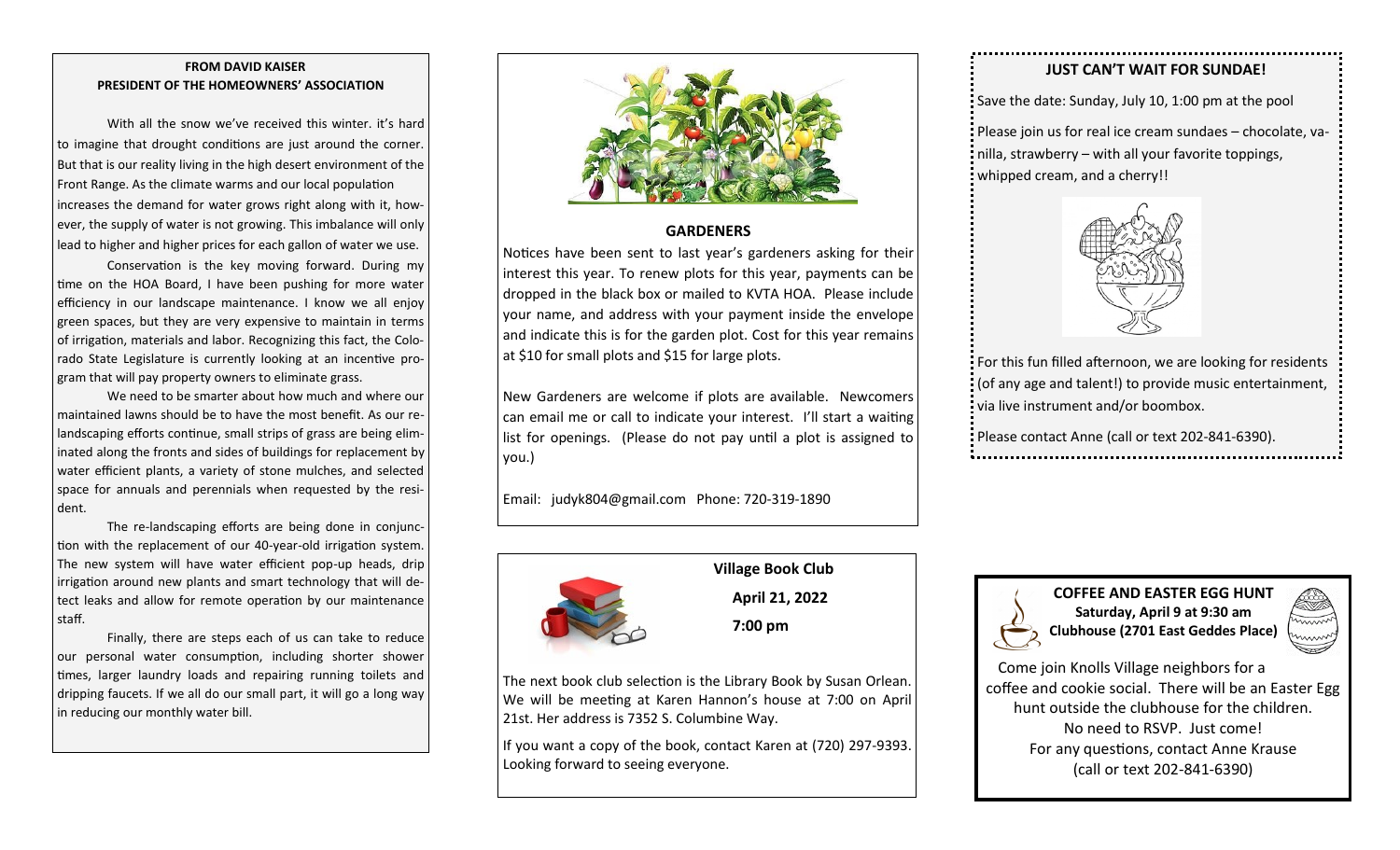## FROM DAVID KAISER
## PRESIDENT OF THE HOMEOWNERS' ASSOCIATION

With all the snow we've received this winter. it's hard to imagine that drought conditions are just around the corner. But that is our reality living in the high desert environment of the Front Range. As the climate warms and our local population increases the demand for water grows right along with it, however, the supply of water is not growing. This imbalance will only lead to higher and higher prices for each gallon of water we use.

Conservation is the key moving forward. During my time on the HOA Board, I have been pushing for more water efficiency in our landscape maintenance. I know we all enjoy green spaces, but they are very expensive to maintain in terms of irrigation, materials and labor. Recognizing this fact, the Colorado State Legislature is currently looking at an incentive program that will pay property owners to eliminate grass.

We need to be smarter about how much and where our maintained lawns should be to have the most benefit. As our relandscaping efforts continue, small strips of grass are being eliminated along the fronts and sides of buildings for replacement by water efficient plants, a variety of stone mulches, and selected space for annuals and perennials when requested by the resident.

The re-landscaping efforts are being done in conjunction with the replacement of our 40-year-old irrigation system. The new system will have water efficient pop-up heads, drip irrigation around new plants and smart technology that will detect leaks and allow for remote operation by our maintenance staff.

Finally, there are steps each of us can take to reduce our personal water consumption, including shorter shower times, larger laundry loads and repairing running toilets and dripping faucets. If we all do our small part, it will go a long way in reducing our monthly water bill.

## GARDENERS

Notices have been sent to last year's gardeners asking for their interest this year. To renew plots for this year, payments can be dropped in the black box or mailed to KVTA HOA. Please include your name, and address with your payment inside the envelope and indicate this is for the garden plot. Cost for this year remains at $10 for small plots and $15 for large plots.

New Gardeners are welcome if plots are available. Newcomers can email me or call to indicate your interest. I'll start a waiting list for openings. (Please do not pay until a plot is assigned to you.)

Email: judyk804@gmail.com Phone: 720-319-1890

## Village Book Club

**April 21, 2022**

**7:00 pm**

The next book club selection is the Library Book by Susan Orlean. We will be meeting at Karen Hannon's house at 7:00 on April 21st. Her address is 7352 S. Columbine Way.

If you want a copy of the book, contact Karen at (720) 297-9393. Looking forward to seeing everyone.

## JUST CAN'T WAIT FOR SUNDAE!

Save the date: Sunday, July 10, 1:00 pm at the pool

Please join us for real ice cream sundaes – chocolate, vanilla, strawberry – with all your favorite toppings, whipped cream, and a cherry!!

For this fun filled afternoon, we are looking for residents (of any age and talent!) to provide music entertainment, via live instrument and/or boombox.

Please contact Anne (call or text 202-841-6390).

## COFFEE AND EASTER EGG HUNT

**Saturday, April 9 at 9:30 am**
**Clubhouse (2701 East Geddes Place)**

Come join Knolls Village neighbors for a coffee and cookie social. There will be an Easter Egg hunt outside the clubhouse for the children.
No need to RSVP. Just come!
For any questions, contact Anne Krause
(call or text 202-841-6390)